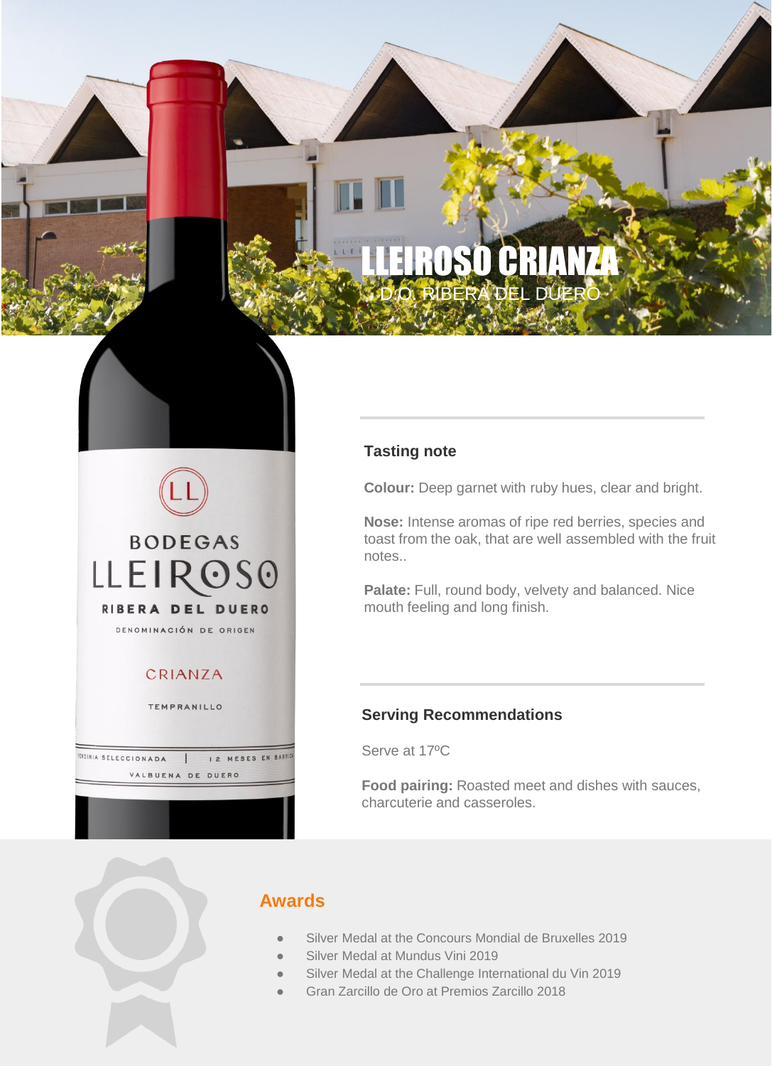# LLEIROSO CRIANZA

D.O. RIBERA DEL DUERO

## Tasting note

**Colour:** Deep garnet with ruby hues, clear and bright.

**Nose:** Intense aromas of ripe red berries, species and toast from the oak, that are well assembled with the fruit notes..

**Palate:** Full, round body, velvety and balanced. Nice mouth feeling and long finish.

## Serving Recommendations

Serve at 17ºC

**Food pairing:** Roasted meet and dishes with sauces, charcuterie and casseroles.

## Awards

- Silver Medal at the Concours Mondial de Bruxelles 2019
- Silver Medal at Mundus Vini 2019
- Silver Medal at the Challenge International du Vin 2019
- Gran Zarcillo de Oro at Premios Zarcillo 2018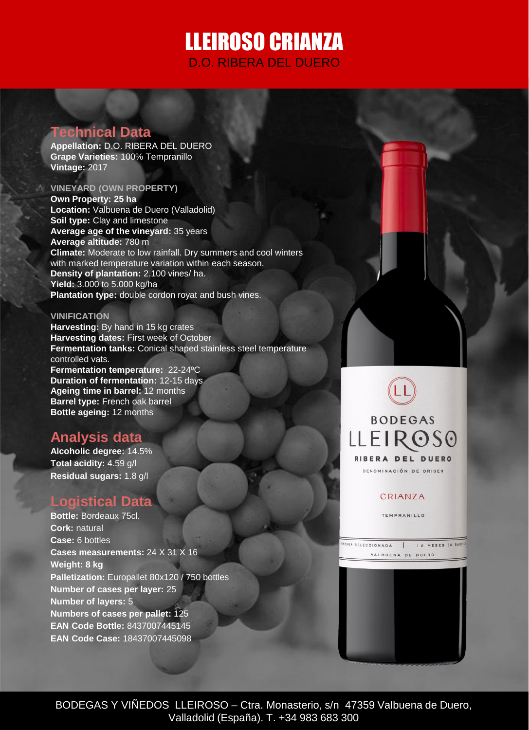# LLEIROSO CRIANZA

D.O. RIBERA DEL DUERO

## Technical Data

**Appellation:** D.O. RIBERA DEL DUERO
**Grape Varieties:** 100% Tempranillo
**Vintage:** 2017

### VINEYARD (OWN PROPERTY)

**Own Property: 25 ha**
**Location:** Valbuena de Duero (Valladolid)
**Soil type:** Clay and limestone
**Average age of the vineyard:** 35 years
**Average altitude:** 780 m
**Climate:** Moderate to low rainfall. Dry summers and cool winters with marked temperature variation within each season.
**Density of plantation:** 2.100 vines/ ha.
**Yield:** 3.000 to 5.000 kg/ha
**Plantation type:** double cordon royat and bush vines.

### VINIFICATION

**Harvesting:** By hand in 15 kg crates
**Harvesting dates:** First week of October
**Fermentation tanks:** Conical shaped stainless steel temperature controlled vats.
**Fermentation temperature:** 22-24ºC
**Duration of fermentation:** 12-15 days
**Ageing time in barrel:** 12 months
**Barrel type:** French oak barrel
**Bottle ageing:** 12 months

## Analysis data

**Alcoholic degree:** 14.5%
**Total acidity:** 4.59 g/l
**Residual sugars:** 1.8 g/l

## Logistical Data

**Bottle:** Bordeaux 75cl.
**Cork:** natural
**Case:** 6 bottles
**Cases measurements:** 24 X 31 X 16
**Weight: 8 kg**
**Palletization:** Europallet 80x120 / 750 bottles
**Number of cases per layer:** 25
**Number of layers:** 5
**Numbers of cases per pallet:** 125
**EAN Code Bottle:** 8437007445145
**EAN Code Case:** 18437007445098

BODEGAS Y VIÑEDOS LLEIROSO – Ctra. Monasterio, s/n 47359 Valbuena de Duero, Valladolid (España). T. +34 983 683 300